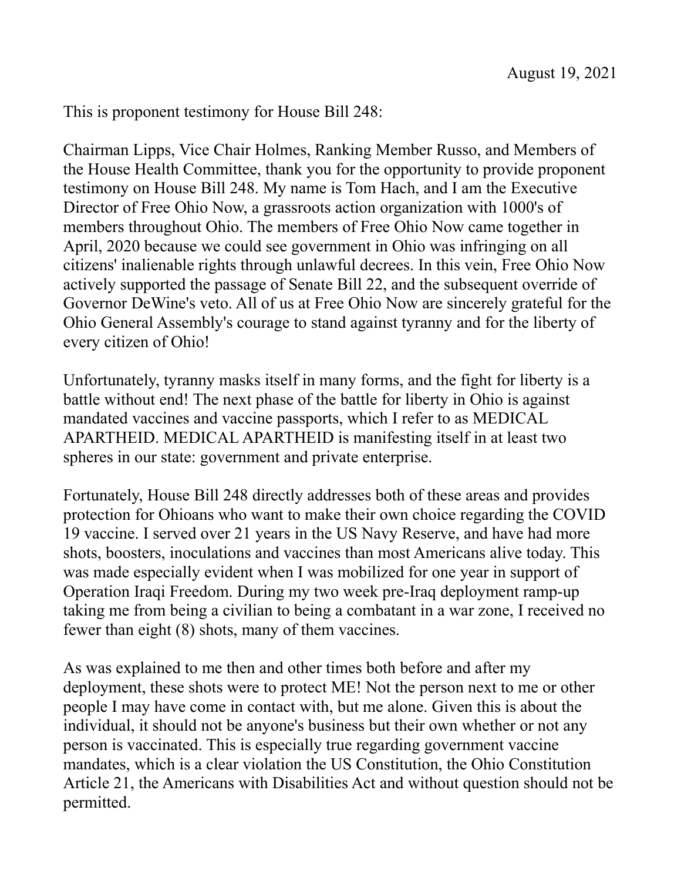August 19, 2021

This is proponent testimony for House Bill 248:

Chairman Lipps, Vice Chair Holmes, Ranking Member Russo, and Members of the House Health Committee, thank you for the opportunity to provide proponent testimony on House Bill 248. My name is Tom Hach, and I am the Executive Director of Free Ohio Now, a grassroots action organization with 1000's of members throughout Ohio. The members of Free Ohio Now came together in April, 2020 because we could see government in Ohio was infringing on all citizens' inalienable rights through unlawful decrees. In this vein, Free Ohio Now actively supported the passage of Senate Bill 22, and the subsequent override of Governor DeWine's veto. All of us at Free Ohio Now are sincerely grateful for the Ohio General Assembly's courage to stand against tyranny and for the liberty of every citizen of Ohio!

Unfortunately, tyranny masks itself in many forms, and the fight for liberty is a battle without end! The next phase of the battle for liberty in Ohio is against mandated vaccines and vaccine passports, which I refer to as MEDICAL APARTHEID. MEDICAL APARTHEID is manifesting itself in at least two spheres in our state: government and private enterprise.

Fortunately, House Bill 248 directly addresses both of these areas and provides protection for Ohioans who want to make their own choice regarding the COVID 19 vaccine. I served over 21 years in the US Navy Reserve, and have had more shots, boosters, inoculations and vaccines than most Americans alive today. This was made especially evident when I was mobilized for one year in support of Operation Iraqi Freedom. During my two week pre-Iraq deployment ramp-up taking me from being a civilian to being a combatant in a war zone, I received no fewer than eight (8) shots, many of them vaccines.

As was explained to me then and other times both before and after my deployment, these shots were to protect ME! Not the person next to me or other people I may have come in contact with, but me alone. Given this is about the individual, it should not be anyone's business but their own whether or not any person is vaccinated. This is especially true regarding government vaccine mandates, which is a clear violation the US Constitution, the Ohio Constitution Article 21, the Americans with Disabilities Act and without question should not be permitted.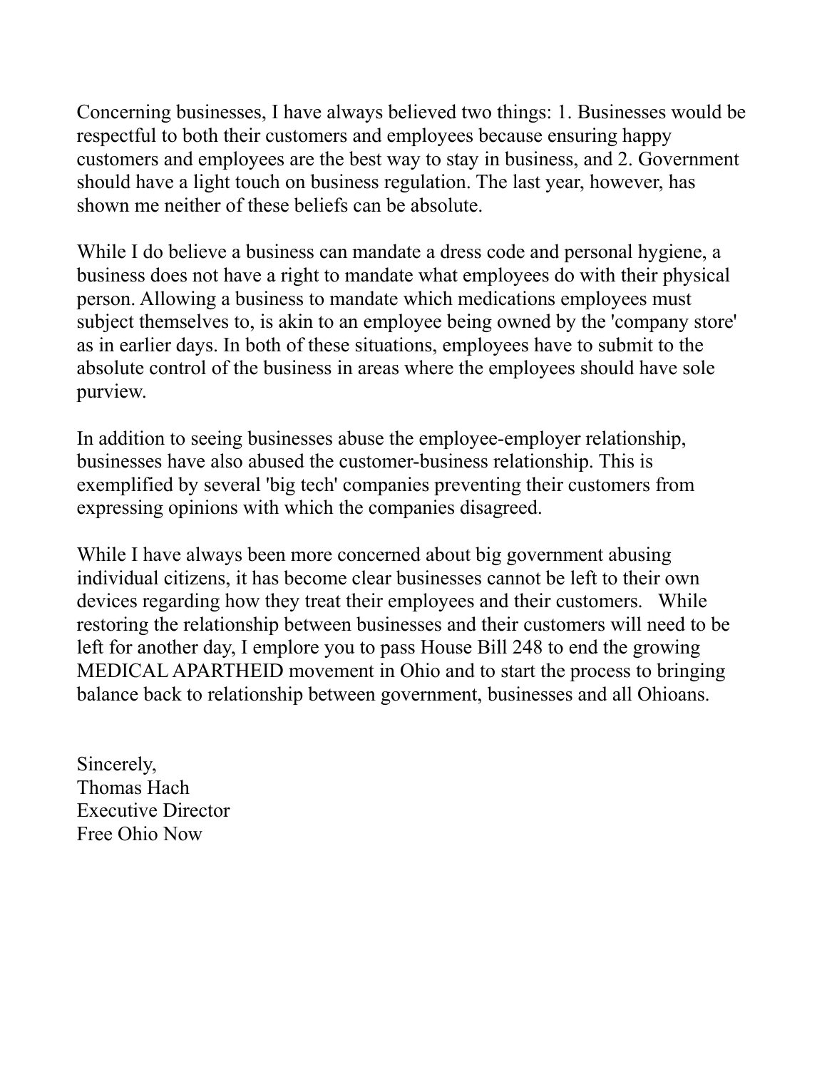Concerning businesses, I have always believed two things: 1. Businesses would be respectful to both their customers and employees because ensuring happy customers and employees are the best way to stay in business, and 2. Government should have a light touch on business regulation. The last year, however, has shown me neither of these beliefs can be absolute.

While I do believe a business can mandate a dress code and personal hygiene, a business does not have a right to mandate what employees do with their physical person. Allowing a business to mandate which medications employees must subject themselves to, is akin to an employee being owned by the 'company store' as in earlier days. In both of these situations, employees have to submit to the absolute control of the business in areas where the employees should have sole purview.

In addition to seeing businesses abuse the employee-employer relationship, businesses have also abused the customer-business relationship. This is exemplified by several 'big tech' companies preventing their customers from expressing opinions with which the companies disagreed.

While I have always been more concerned about big government abusing individual citizens, it has become clear businesses cannot be left to their own devices regarding how they treat their employees and their customers. While restoring the relationship between businesses and their customers will need to be left for another day, I emplore you to pass House Bill 248 to end the growing MEDICAL APARTHEID movement in Ohio and to start the process to bringing balance back to relationship between government, businesses and all Ohioans.

Sincerely,
Thomas Hach
Executive Director
Free Ohio Now